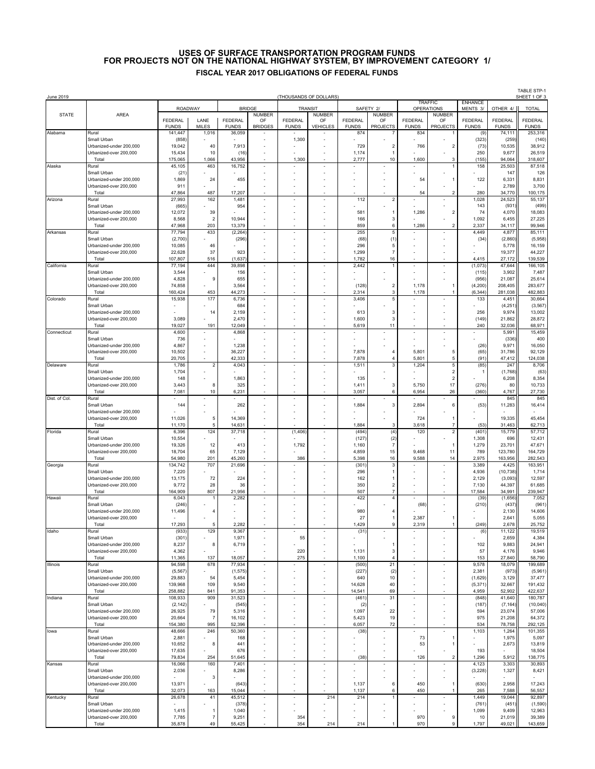# USES OF SURFACE TRANSPORTATION PROGRAM FUNDS FOR PROJECTS NOT ON THE NATIONAL HIGHWAY SYSTEM, BY IMPROVEMENT CATEGORY 1/

## FISCAL YEAR 2017 OBLIGATIONS OF FEDERAL FUNDS

June 2019 (THOUSANDS OF DOLLARS) TABLE STP-1 SHEET 1 OF 3

| STATE | AREA | ROADWAY | | BRIDGE | | TRANSIT | | SAFETY 2/ | | TRAFFIC OPERATIONS | | ENHANCE MENTS 3/ | OTHER 4/ | TOTAL |
|---|---|---|---|---|---|---|---|---|---|---|---|---|---|---|
| | | FEDERAL FUNDS | LANE MILES | FEDERAL FUNDS | NUMBER OF BRIDGES | FEDERAL FUNDS | NUMBER OF VEHICLES | FEDERAL FUNDS | NUMBER OF PROJECTS | FEDERAL FUNDS | NUMBER OF PROJECTS | FEDERAL FUNDS | FEDERAL FUNDS | FEDERAL FUNDS |
| Alabama | Rural | 141,447 | 1,016 | 36,059 | - | - | - | 874 | 7 | 834 | 1 | (9) | 74,111 | 253,316 |
| | Small Urban | (858) | - | - | - | 1,300 | - | - | - | - | - | (323) | (259) | (140) |
| | Urbanized-under 200,000 | 19,042 | 40 | 7,913 | - | - | - | 729 | 2 | 766 | 2 | (73) | 10,535 | 38,912 |
| | Urbanized-over 200,000 | 15,434 | 10 | (16) | - | - | - | 1,174 | 1 | - | - | 250 | 9,677 | 26,519 |
| | Total | 175,065 | 1,066 | 43,956 | - | 1,300 | - | 2,777 | 10 | 1,600 | 3 | (155) | 94,064 | 318,607 |
| Alaska | Rural | 45,105 | 463 | 16,752 | - | - | - | - | - | - | 1 | 158 | 25,503 | 87,518 |
| | Small Urban | (21) | - | - | - | - | - | - | - | - | - | - | 147 | 126 |
| | Urbanized-under 200,000 | 1,869 | 24 | 455 | - | - | - | - | - | 54 | 1 | 122 | 6,331 | 8,831 |
| | Urbanized-over 200,000 | 911 | - | - | - | - | - | - | - | - | - | - | 2,789 | 3,700 |
| | Total | 47,864 | 487 | 17,207 | - | - | - | - | - | 54 | 2 | 280 | 34,770 | 100,175 |
| Arizona | Rural | 27,993 | 162 | 1,481 | - | - | - | 112 | 2 | - | - | 1,028 | 24,523 | 55,137 |
| | Small Urban | (665) | - | 954 | - | - | - | - | - | - | - | 143 | (931) | (499) |
| | Urbanized-under 200,000 | 12,072 | 39 | - | - | - | - | 581 | 1 | 1,286 | 2 | 74 | 4,070 | 18,083 |
| | Urbanized-over 200,000 | 8,568 | 2 | 10,944 | - | - | - | 166 | 3 | - | - | 1,092 | 6,455 | 27,225 |
| | Total | 47,968 | 203 | 13,379 | - | - | - | 859 | 6 | 1,286 | 2 | 2,337 | 34,117 | 99,946 |
| Arkansas | Rural | 77,794 | 433 | (2,264) | - | - | - | 255 | 5 | - | - | 4,449 | 4,877 | 85,111 |
| | Small Urban | (2,700) | - | (296) | - | - | - | (68) | (1) | - | - | (34) | (2,860) | (5,958) |
| | Urbanized-under 200,000 | 10,085 | 46 | - | - | - | - | 296 | 5 | - | - | - | 5,778 | 16,159 |
| | Urbanized-over 200,000 | 22,628 | 37 | 923 | - | - | - | 1,299 | 7 | - | - | - | 19,377 | 44,227 |
| | Total | 107,807 | 516 | (1,637) | - | - | - | 1,782 | 16 | - | - | 4,415 | 27,172 | 139,539 |
| California | Rural | 77,194 | 444 | 39,898 | - | - | - | 2,442 | 1 | - | - | (1,073) | 47,644 | 166,105 |
| | Small Urban | 3,544 | - | 156 | - | - | - | - | - | - | - | (115) | 3,902 | 7,487 |
| | Urbanized-under 200,000 | 4,828 | 9 | 655 | - | - | - | - | - | - | - | (956) | 21,087 | 25,614 |
| | Urbanized-over 200,000 | 74,858 | - | 3,564 | - | - | - | (128) | 2 | 1,178 | 1 | (4,200) | 208,405 | 283,677 |
| | Total | 160,424 | 453 | 44,273 | - | - | - | 2,314 | 3 | 1,178 | 1 | (6,344) | 281,038 | 482,883 |
| Colorado | Rural | 15,938 | 177 | 6,736 | - | - | - | 3,406 | 5 | - | - | 133 | 4,451 | 30,664 |
| | Small Urban | - | - | 684 | - | - | - | - | - | - | - | - | (4,251) | (3,567) |
| | Urbanized-under 200,000 | - | 14 | 2,159 | - | - | - | 613 | 3 | - | - | 256 | 9,974 | 13,002 |
| | Urbanized-over 200,000 | 3,089 | - | 2,470 | - | - | - | 1,600 | 3 | - | - | (149) | 21,862 | 28,872 |
| | Total | 19,027 | 191 | 12,049 | - | - | - | 5,619 | 11 | - | - | 240 | 32,036 | 68,971 |
| Connecticut | Rural | 4,600 | - | 4,868 | - | - | - | - | - | - | - | - | 5,991 | 15,459 |
| | Small Urban | 736 | - | - | - | - | - | - | - | - | - | - | (336) | 400 |
| | Urbanized-under 200,000 | 4,867 | - | 1,238 | - | - | - | - | - | - | - | (26) | 9,971 | 16,050 |
| | Urbanized-over 200,000 | 10,502 | - | 36,227 | - | - | - | 7,878 | 4 | 5,801 | 5 | (65) | 31,786 | 92,129 |
| | Total | 20,705 | - | 42,333 | - | - | - | 7,878 | 4 | 5,801 | 5 | (91) | 47,412 | 124,038 |
| Delaware | Rural | 1,786 | 2 | 4,043 | - | - | - | 1,511 | 3 | 1,204 | 5 | (85) | 247 | 8,706 |
| | Small Urban | 1,704 | - | - | - | - | - | - | - | - | 2 | 1 | (1,768) | (63) |
| | Urbanized-under 200,000 | 148 | - | 1,863 | - | - | - | 135 | - | - | 2 | - | 6,208 | 8,354 |
| | Urbanized-over 200,000 | 3,443 | 8 | 325 | - | - | - | 1,411 | 3 | 5,750 | 17 | (276) | 80 | 10,733 |
| | Total | 7,081 | 10 | 6,231 | - | - | - | 3,057 | 6 | 6,954 | 26 | (360) | 4,767 | 27,730 |
| Dist. of Col. | Rural | - | - | - | - | - | - | - | - | - | - | - | 845 | 845 |
| | Small Urban | 144 | - | 262 | - | - | - | 1,884 | 3 | 2,894 | 6 | (53) | 11,283 | 16,414 |
| | Urbanized-under 200,000 | - | - | - | - | - | - | - | - | - | - | - | - | - |
| | Urbanized-over 200,000 | 11,026 | 5 | 14,369 | - | - | - | - | - | 724 | 1 | - | 19,335 | 45,454 |
| | Total | 11,170 | 5 | 14,631 | - | - | - | 1,884 | 3 | 3,618 | 7 | (53) | 31,463 | 62,713 |
| Florida | Rural | 6,396 | 124 | 37,718 | - | (1,406) | - | (494) | (4) | 120 | 2 | (401) | 15,779 | 57,712 |
| | Small Urban | 10,554 | - | - | - | - | - | (127) | (2) | - | - | 1,308 | 696 | 12,431 |
| | Urbanized-under 200,000 | 19,326 | 12 | 413 | - | 1,792 | - | 1,160 | 7 | - | 1 | 1,279 | 23,701 | 47,671 |
| | Urbanized-over 200,000 | 18,704 | 65 | 7,129 | - | - | - | 4,859 | 15 | 9,468 | 11 | 789 | 123,780 | 164,729 |
| | Total | 54,980 | 201 | 45,260 | - | 386 | - | 5,398 | 16 | 9,588 | 14 | 2,975 | 163,956 | 282,543 |
| Georgia | Rural | 134,742 | 707 | 21,696 | - | - | - | (301) | 3 | - | - | 3,389 | 4,425 | 163,951 |
| | Small Urban | 7,220 | - | - | - | - | - | 296 | 1 | - | - | 4,936 | (10,738) | 1,714 |
| | Urbanized-under 200,000 | 13,175 | 72 | 224 | - | - | - | 162 | 1 | - | - | 2,129 | (3,093) | 12,597 |
| | Urbanized-over 200,000 | 9,772 | 28 | 36 | - | - | - | 350 | 2 | - | - | 7,130 | 44,397 | 61,685 |
| | Total | 164,909 | 807 | 21,956 | - | - | - | 507 | 7 | - | - | 17,584 | 34,991 | 239,947 |
| Hawaii | Rural | 6,043 | 1 | 2,282 | - | - | - | 422 | 4 | - | - | (39) | (1,656) | 7,052 |
| | Small Urban | (246) | - | - | - | - | - | - | - | (68) | - | (210) | (437) | (961) |
| | Urbanized-under 200,000 | 11,496 | 4 | - | - | - | - | 980 | 4 | - | - | - | 2,130 | 14,606 |
| | Urbanized-over 200,000 | - | - | - | - | - | - | 27 | 1 | 2,387 | 1 | - | 2,641 | 5,055 |
| | Total | 17,293 | 5 | 2,282 | - | - | - | 1,429 | 9 | 2,319 | 1 | (249) | 2,678 | 25,752 |
| Idaho | Rural | (933) | 129 | 9,367 | - | - | - | (31) | - | - | - | (6) | 11,122 | 19,519 |
| | Small Urban | (301) | - | 1,971 | - | 55 | - | - | - | - | - | - | 2,659 | 4,384 |
| | Urbanized-under 200,000 | 8,237 | 8 | 6,719 | - | - | - | - | 1 | - | - | 102 | 9,883 | 24,941 |
| | Urbanized-over 200,000 | 4,362 | - | - | - | 220 | - | 1,131 | 3 | - | - | 57 | 4,176 | 9,946 |
| | Total | 11,365 | 137 | 18,057 | - | 275 | - | 1,100 | 4 | - | - | 153 | 27,840 | 58,790 |
| Illinois | Rural | 94,598 | 678 | 77,934 | - | - | - | (500) | 21 | - | - | 9,578 | 18,079 | 199,689 |
| | Small Urban | (5,567) | - | (1,575) | - | - | - | (227) | (2) | - | - | 2,381 | (973) | (5,961) |
| | Urbanized-under 200,000 | 29,883 | 54 | 5,454 | - | - | - | 640 | 10 | - | - | (1,629) | 3,129 | 37,477 |
| | Urbanized-over 200,000 | 139,968 | 109 | 9,540 | - | - | - | 14,628 | 40 | - | - | (5,371) | 32,667 | 191,432 |
| | Total | 258,882 | 841 | 91,353 | - | - | - | 14,541 | 69 | - | - | 4,959 | 52,902 | 422,637 |
| Indiana | Rural | 108,933 | 909 | 31,523 | - | - | - | (461) | 31 | - | - | (848) | 41,640 | 180,787 |
| | Small Urban | (2,142) | - | (545) | - | - | - | (2) | - | - | - | (187) | (7,164) | (10,040) |
| | Urbanized-under 200,000 | 26,925 | 79 | 5,316 | - | - | - | 1,097 | 22 | - | - | 594 | 23,074 | 57,006 |
| | Urbanized-over 200,000 | 20,664 | 7 | 16,102 | - | - | - | 5,423 | 19 | - | - | 975 | 21,208 | 64,372 |
| | Total | 154,380 | 995 | 52,396 | - | - | - | 6,057 | 72 | - | - | 534 | 78,758 | 292,125 |
| Iowa | Rural | 48,666 | 246 | 50,360 | - | - | - | (38) | - | - | - | 1,103 | 1,264 | 101,355 |
| | Small Urban | 2,881 | - | 168 | - | - | - | - | - | 73 | 1 | - | 1,975 | 5,097 |
| | Urbanized-under 200,000 | 10,652 | 8 | 441 | - | - | - | - | - | 53 | 1 | - | 2,673 | 13,819 |
| | Urbanized-over 200,000 | 17,635 | - | 676 | - | - | - | - | - | - | - | 193 | - | 18,504 |
| | Total | 79,834 | 254 | 51,645 | - | - | - | (38) | - | 126 | 2 | 1,296 | 5,912 | 138,775 |
| Kansas | Rural | 16,066 | 160 | 7,401 | - | - | - | - | - | - | - | 4,123 | 3,303 | 30,893 |
| | Small Urban | 2,036 | - | 8,286 | - | - | - | - | - | - | - | (3,228) | 1,327 | 8,421 |
| | Urbanized-under 200,000 | - | 3 | - | - | - | - | - | - | - | - | - | - | - |
| | Urbanized-over 200,000 | 13,971 | - | (643) | - | - | - | 1,137 | 6 | 450 | 1 | (630) | 2,958 | 17,243 |
| | Total | 32,073 | 163 | 15,044 | - | - | - | 1,137 | 6 | 450 | 1 | 265 | 7,588 | 56,557 |
| Kentucky | Rural | 26,678 | 41 | 45,512 | - | - | 214 | 214 | 1 | - | - | 1,449 | 19,044 | 92,897 |
| | Small Urban | - | - | (378) | - | - | - | - | - | - | - | (761) | (451) | (1,590) |
| | Urbanized-under 200,000 | 1,415 | 1 | 1,040 | - | - | - | - | - | - | - | 1,099 | 9,409 | 12,963 |
| | Urbanized-over 200,000 | 7,785 | 7 | 9,251 | - | 354 | - | - | - | 970 | 9 | 10 | 21,019 | 39,389 |
| | Total | 35,878 | 49 | 55,425 | - | 354 | 214 | 214 | 1 | 970 | 9 | 1,797 | 49,021 | 143,659 |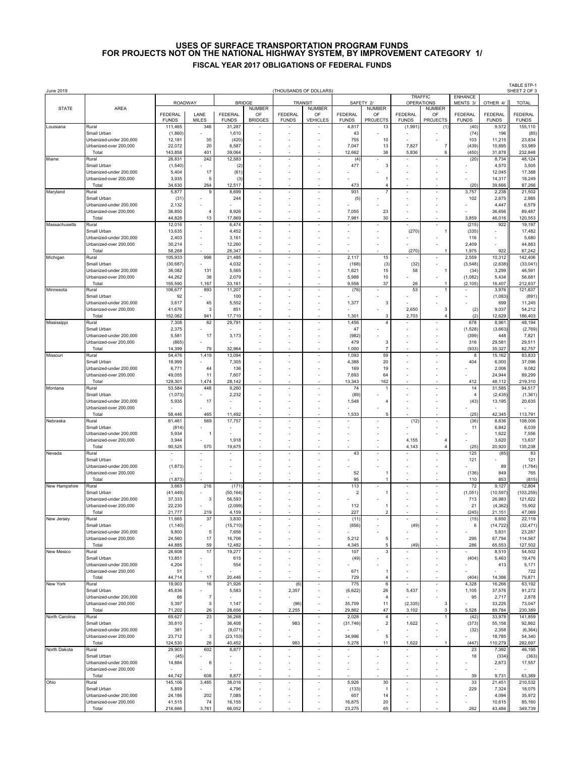# USES OF SURFACE TRANSPORTATION PROGRAM FUNDS FOR PROJECTS NOT ON THE NATIONAL HIGHWAY SYSTEM, BY IMPROVEMENT CATEGORY 1/

## FISCAL YEAR 2017 OBLIGATIONS OF FEDERAL FUNDS

June 2019 (THOUSANDS OF DOLLARS) TABLE STP-1 SHEET 2 OF 3

| STATE | AREA | ROADWAY | | BRIDGE | | TRANSIT | | SAFETY 2/ | | TRAFFIC OPERATIONS | | ENHANCE MENTS 3/ | OTHER 4/ | TOTAL |
|---|---|---|---|---|---|---|---|---|---|---|---|---|---|---|
| | | FEDERAL FUNDS | LANE MILES | FEDERAL FUNDS | NUMBER OF BRIDGES | FEDERAL FUNDS | NUMBER OF VEHICLES | FEDERAL FUNDS | NUMBER OF PROJECTS | FEDERAL FUNDS | NUMBER OF PROJECTS | FEDERAL FUNDS | FEDERAL FUNDS | FEDERAL FUNDS |
| Louisiana | Rural | 111,465 | 346 | 31,287 | - | - | - | 4,817 | 13 | (1,991) | (1) | (40) | 9,572 | 155,110 |
| | Small Urban | (1,860) | - | 1,610 | - | - | - | 43 | - | - | - | (74) | 196 | (85) |
| | Urbanized-under 200,000 | 12,181 | 35 | (420) | - | - | - | 755 | 10 | - | - | 103 | 11,215 | 23,834 |
| | Urbanized-over 200,000 | 22,072 | 20 | 6,587 | - | - | - | 7,047 | 13 | 7,827 | 7 | (439) | 10,895 | 53,989 |
| | Total | 143,858 | 401 | 39,064 | - | - | - | 12,662 | 36 | 5,836 | 6 | (450) | 31,878 | 232,848 |
| Maine | Rural | 26,831 | 242 | 12,583 | - | - | - | (4) | - | - | - | (20) | 8,734 | 48,124 |
| | Small Urban | (1,540) | - | (2) | - | - | - | 477 | 3 | - | - | - | 4,570 | 3,505 |
| | Urbanized-under 200,000 | 5,404 | 17 | (61) | - | - | - | - | - | - | - | - | 12,045 | 17,388 |
| | Urbanized-over 200,000 | 3,935 | 5 | (3) | - | - | - | - | 1 | - | - | - | 14,317 | 18,249 |
| | Total | 34,630 | 264 | 12,517 | - | - | - | 473 | 4 | - | - | (20) | 39,666 | 87,266 |
| Maryland | Rural | 5,877 | 9 | 8,699 | - | - | - | 931 | 7 | - | - | 3,757 | 2,238 | 21,502 |
| | Small Urban | (31) | - | 244 | - | - | - | (5) | - | - | - | 102 | 2,675 | 2,985 |
| | Urbanized-under 200,000 | 2,132 | - | - | - | - | - | - | - | - | - | - | 4,447 | 6,579 |
| | Urbanized-over 200,000 | 36,850 | 4 | 8,926 | - | - | - | 7,055 | 23 | - | - | - | 36,656 | 89,487 |
| | Total | 44,828 | 13 | 17,869 | - | - | - | 7,981 | 30 | - | - | 3,859 | 46,016 | 120,553 |
| Massachusetts | Rural | 12,016 | - | 6,474 | - | - | - | - | - | - | - | (215) | 922 | 19,197 |
| | Small Urban | 13,635 | - | 4,452 | - | - | - | - | - | (270) | 1 | (335) | - | 17,482 |
| | Urbanized-under 200,000 | 2,403 | - | 3,161 | - | - | - | - | - | - | - | 116 | - | 5,680 |
| | Urbanized-over 200,000 | 30,214 | - | 12,260 | - | - | - | - | - | - | - | 2,409 | - | 44,883 |
| | Total | 58,268 | - | 26,347 | - | - | - | - | - | (270) | 1 | 1,975 | 922 | 87,242 |
| Michigan | Rural | 105,933 | 998 | 21,485 | - | - | - | 2,117 | 15 | - | - | 2,559 | 10,312 | 142,406 |
| | Small Urban | (30,687) | - | 4,032 | - | - | - | (168) | (3) | (32) | - | (3,548) | (2,638) | (33,041) |
| | Urbanized-under 200,000 | 36,082 | 131 | 5,565 | - | - | - | 1,621 | 15 | 58 | 1 | (34) | 3,299 | 46,591 |
| | Urbanized-over 200,000 | 44,262 | 38 | 2,079 | - | - | - | 5,988 | 10 | - | - | (1,082) | 5,434 | 56,681 |
| | Total | 155,590 | 1,167 | 33,161 | - | - | - | 9,558 | 37 | 26 | 1 | (2,105) | 16,407 | 212,637 |
| Minnesota | Rural | 106,677 | 893 | 11,207 | - | - | - | (76) | - | 53 | 1 | - | 3,976 | 121,837 |
| | Small Urban | 92 | - | 100 | - | - | - | - | - | - | - | - | (1,083) | (891) |
| | Urbanized-under 200,000 | 3,617 | 45 | 5,552 | - | - | - | 1,377 | 3 | - | - | - | 699 | 11,245 |
| | Urbanized-over 200,000 | 41,676 | 3 | 851 | - | - | - | - | - | 2,650 | 3 | (2) | 9,037 | 54,212 |
| | Total | 152,062 | 941 | 17,710 | - | - | - | 1,301 | 3 | 2,703 | 4 | (2) | 12,629 | 186,403 |
| Mississippi | Rural | 7,308 | 62 | 29,791 | - | - | - | 1,456 | 4 | - | - | 678 | 8,961 | 48,194 |
| | Small Urban | 2,375 | - | - | - | - | - | 47 | - | - | - | (1,528) | (3,663) | (2,769) |
| | Urbanized-under 200,000 | 5,581 | 17 | 3,173 | - | - | - | (982) | - | - | - | (399) | 448 | 7,821 |
| | Urbanized-over 200,000 | (865) | - | - | - | - | - | 479 | 3 | - | - | 316 | 29,581 | 29,511 |
| | Total | 14,399 | 79 | 32,964 | - | - | - | 1,000 | 7 | - | - | (933) | 35,327 | 82,757 |
| Missouri | Rural | 54,476 | 1,419 | 13,094 | - | - | - | 1,093 | 59 | - | - | 8 | 15,162 | 83,833 |
| | Small Urban | 18,999 | - | 7,305 | - | - | - | 4,388 | 20 | - | - | 404 | 6,000 | 37,096 |
| | Urbanized-under 200,000 | 6,771 | 44 | 136 | - | - | - | 169 | 19 | - | - | - | 2,006 | 9,082 |
| | Urbanized-over 200,000 | 49,055 | 11 | 7,607 | - | - | - | 7,693 | 64 | - | - | - | 24,944 | 89,299 |
| | Total | 129,301 | 1,474 | 28,142 | - | - | - | 13,343 | 162 | - | - | 412 | 48,112 | 219,310 |
| Montana | Rural | 53,584 | 448 | 9,260 | - | - | - | 74 | 1 | - | - | 14 | 31,585 | 94,517 |
| | Small Urban | (1,073) | - | 2,232 | - | - | - | (89) | - | - | - | 4 | (2,435) | (1,361) |
| | Urbanized-under 200,000 | 5,935 | 17 | - | - | - | - | 1,548 | 4 | - | - | (43) | 13,195 | 20,635 |
| | Urbanized-over 200,000 | - | - | - | - | - | - | - | - | - | - | - | - | - |
| | Total | 58,446 | 465 | 11,492 | - | - | - | 1,533 | 5 | - | - | (25) | 42,345 | 113,791 |
| Nebraska | Rural | 81,461 | 569 | 17,757 | - | - | - | - | - | (12) | - | (36) | 8,836 | 108,006 |
| | Small Urban | (814) | - | - | - | - | - | - | - | - | - | 11 | 6,842 | 6,039 |
| | Urbanized-under 200,000 | 5,934 | 1 | - | - | - | - | - | - | - | - | - | 1,622 | 7,556 |
| | Urbanized-over 200,000 | 3,944 | - | 1,918 | - | - | - | - | - | 4,155 | 4 | - | 3,620 | 13,637 |
| | Total | 90,525 | 570 | 19,675 | - | - | - | - | - | 4,143 | 4 | (25) | 20,920 | 135,238 |
| Nevada | Rural | - | - | - | - | - | - | 43 | - | - | - | 125 | (85) | 83 |
| | Small Urban | - | - | - | - | - | - | - | - | - | - | 121 | - | 121 |
| | Urbanized-under 200,000 | (1,873) | - | - | - | - | - | - | - | - | - | - | 89 | (1,784) |
| | Urbanized-over 200,000 | - | - | - | - | - | - | 52 | 1 | - | - | (136) | 849 | 765 |
| | Total | (1,873) | - | - | - | - | - | 95 | 1 | - | - | 110 | 853 | (815) |
| New Hampshire | Rural | 3,663 | 216 | (171) | - | - | - | 113 | - | - | - | 72 | 9,127 | 12,804 |
| | Small Urban | (41,449) | - | (50,164) | - | - | - | 2 | 1 | - | - | (1,051) | (10,597) | (103,259) |
| | Urbanized-under 200,000 | 37,333 | 3 | 56,593 | - | - | - | - | - | - | - | 713 | 26,983 | 121,622 |
| | Urbanized-over 200,000 | 22,230 | - | (2,099) | - | - | - | 112 | 1 | - | - | 21 | (4,362) | 15,902 |
| | Total | 21,777 | 219 | 4,159 | - | - | - | 227 | 2 | - | - | (245) | 21,151 | 47,069 |
| New Jersey | Rural | 11,665 | 37 | 3,830 | - | - | - | (11) | - | - | - | (15) | 6,650 | 22,119 |
| | Small Urban | (1,140) | - | (15,710) | - | - | - | (856) | - | (49) | - | 6 | (14,722) | (32,471) |
| | Urbanized-under 200,000 | 9,800 | 5 | 7,656 | - | - | - | - | - | - | - | - | 5,831 | 23,287 |
| | Urbanized-over 200,000 | 24,560 | 17 | 16,706 | - | - | - | 5,212 | 5 | - | - | 295 | 67,794 | 114,567 |
| | Total | 44,885 | 59 | 12,482 | - | - | - | 4,345 | 5 | (49) | - | 286 | 65,553 | 127,502 |
| New Mexico | Rural | 26,608 | 17 | 19,277 | - | - | - | 107 | 3 | - | - | - | 8,510 | 54,502 |
| | Small Urban | 13,851 | - | 615 | - | - | - | (49) | - | - | - | (404) | 5,463 | 19,476 |
| | Urbanized-under 200,000 | 4,204 | - | 554 | - | - | - | - | - | - | - | - | 413 | 5,171 |
| | Urbanized-over 200,000 | 51 | - | - | - | - | - | 671 | 1 | - | - | - | - | 722 |
| | Total | 44,714 | 17 | 20,446 | - | - | - | 729 | 4 | - | - | (404) | 14,386 | 79,871 |
| New York | Rural | 19,903 | 16 | 21,926 | - | (6) | - | 775 | 6 | - | - | 4,328 | 16,266 | 63,192 |
| | Small Urban | 45,836 | - | 5,583 | - | 2,357 | - | (6,622) | 26 | 5,437 | - | 1,105 | 37,576 | 91,272 |
| | Urbanized-under 200,000 | 66 | 7 | - | - | - | - | - | 4 | - | - | 95 | 2,717 | 2,878 |
| | Urbanized-over 200,000 | 5,397 | 3 | 1,147 | - | (96) | - | 35,709 | 11 | (2,335) | 3 | - | 33,225 | 73,047 |
| | Total | 71,202 | 26 | 28,656 | - | 2,255 | - | 29,862 | 47 | 3,102 | 3 | 5,528 | 89,784 | 230,389 |
| North Carolina | Rural | 69,627 | 23 | 36,268 | - | - | - | 2,028 | 4 | - | 1 | (42) | 33,978 | 141,859 |
| | Small Urban | 30,810 | - | 36,408 | - | 983 | - | (31,746) | 2 | 1,622 | - | (373) | 55,158 | 92,862 |
| | Urbanized-under 200,000 | 381 | - | (9,071) | - | - | - | - | - | - | - | (32) | 2,358 | (6,364) |
| | Urbanized-over 200,000 | 23,712 | 3 | (23,153) | - | - | - | 34,996 | 5 | - | - | - | 18,785 | 54,340 |
| | Total | 124,530 | 26 | 40,452 | - | 983 | - | 5,278 | 11 | 1,622 | 1 | (447) | 110,279 | 282,697 |
| North Dakota | Rural | 29,903 | 602 | 8,877 | - | - | - | - | - | - | - | 23 | 7,392 | 46,195 |
| | Small Urban | (45) | - | - | - | - | - | - | - | - | - | 16 | (334) | (363) |
| | Urbanized-under 200,000 | 14,884 | 6 | - | - | - | - | - | - | - | - | - | 2,673 | 17,557 |
| | Urbanized-over 200,000 | - | - | - | - | - | - | - | - | - | - | - | - | - |
| | Total | 44,742 | 608 | 8,877 | - | - | - | - | - | - | - | 39 | 9,731 | 63,389 |
| Ohio | Rural | 145,106 | 3,485 | 38,016 | - | - | - | 5,926 | 30 | - | - | 33 | 21,451 | 210,532 |
| | Small Urban | 5,859 | - | 4,796 | - | - | - | (133) | 1 | - | - | 229 | 7,324 | 18,075 |
| | Urbanized-under 200,000 | 24,186 | 202 | 7,085 | - | - | - | 607 | 14 | - | - | - | 4,094 | 35,972 |
| | Urbanized-over 200,000 | 41,515 | 74 | 16,155 | - | - | - | 16,875 | 20 | - | - | - | 10,615 | 85,160 |
| | Total | 216,666 | 3,761 | 66,052 | - | - | - | 23,275 | 65 | - | - | 262 | 43,484 | 349,739 |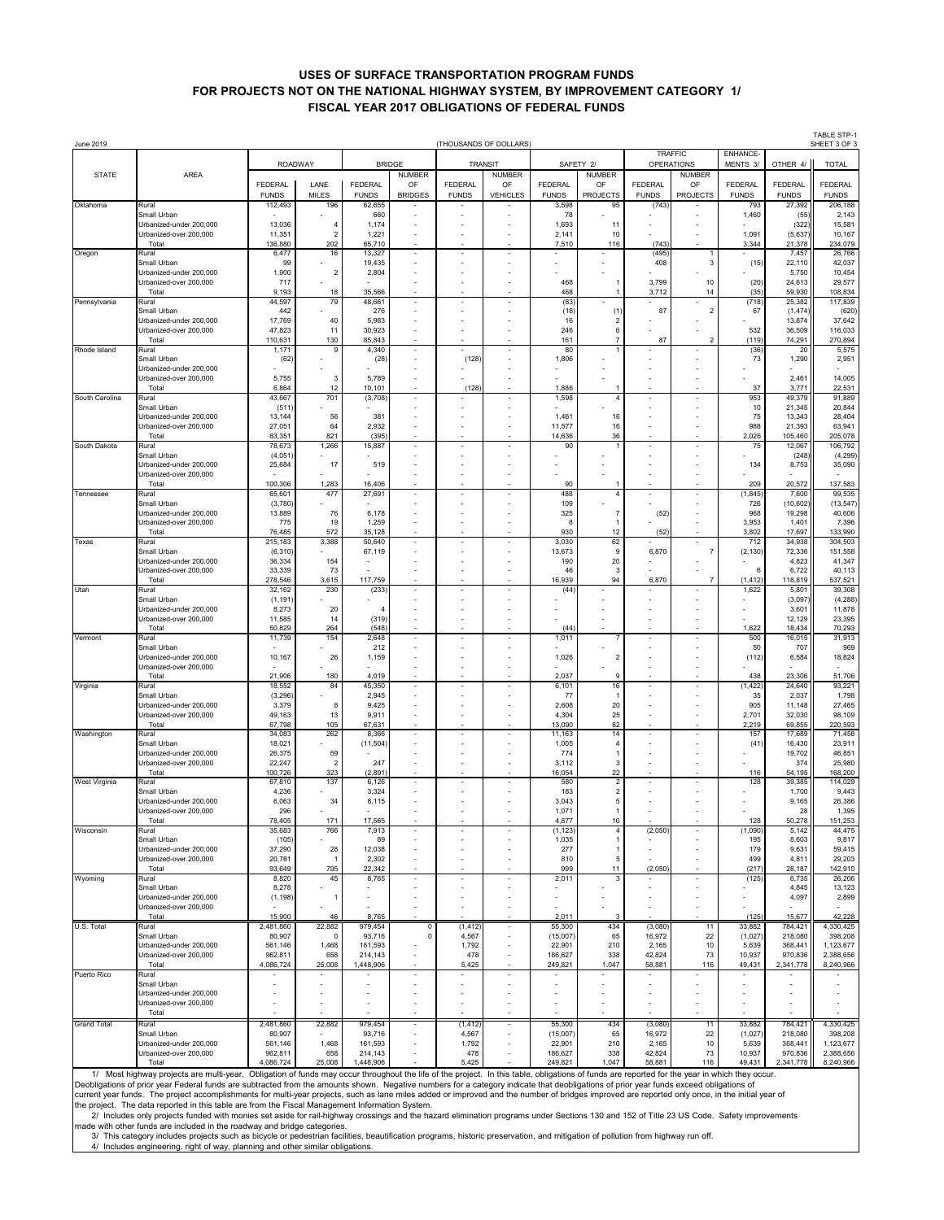# USES OF SURFACE TRANSPORTATION PROGRAM FUNDS FOR PROJECTS NOT ON THE NATIONAL HIGHWAY SYSTEM, BY IMPROVEMENT CATEGORY 1/

## FISCAL YEAR 2017 OBLIGATIONS OF FEDERAL FUNDS

June 2019 — (THOUSANDS OF DOLLARS) — TABLE STP-1 SHEET 3 OF 3

| STATE | AREA | ROADWAY | | BRIDGE | | TRANSIT | | SAFETY 2/ | | TRAFFIC OPERATIONS | | ENHANCE-MENTS 3/ | OTHER 4/ | TOTAL |
|---|---|---|---|---|---|---|---|---|---|---|---|---|---|---|
| | | FEDERAL FUNDS | LANE MILES | FEDERAL FUNDS | NUMBER OF BRIDGES | FEDERAL FUNDS | NUMBER OF VEHICLES | FEDERAL FUNDS | NUMBER OF PROJECTS | FEDERAL FUNDS | NUMBER OF PROJECTS | FEDERAL FUNDS | FEDERAL FUNDS | FEDERAL FUNDS |
| Oklahoma | Rural | 112,493 | 196 | 62,655 | - | - | - | 3,598 | 95 | (743) | - | 793 | 27,392 | 206,188 |
| | Small Urban | - | - | 660 | - | - | - | 78 | - | - | - | 1,460 | (55) | 2,143 |
| | Urbanized-under 200,000 | 13,036 | 4 | 1,174 | - | - | - | 1,693 | 11 | - | - | - | (322) | 15,581 |
| | Urbanized-over 200,000 | 11,351 | 2 | 1,221 | - | - | - | 2,141 | 10 | - | - | 1,091 | (5,637) | 10,167 |
| | Total | 136,880 | 202 | 65,710 | - | - | - | 7,510 | 116 | (743) | - | 3,344 | 21,378 | 234,079 |
| Oregon | Rural | 6,477 | 16 | 13,327 | - | - | - | - | - | (495) | 1 | - | 7,457 | 26,766 |
| | Small Urban | 99 | - | 19,435 | - | - | - | - | - | 408 | 3 | (15) | 22,110 | 42,037 |
| | Urbanized-under 200,000 | 1,900 | 2 | 2,804 | - | - | - | - | - | - | - | - | 5,750 | 10,454 |
| | Urbanized-over 200,000 | 717 | - | - | - | - | - | 468 | 1 | 3,799 | 10 | (20) | 24,613 | 29,577 |
| | Total | 9,193 | 18 | 35,566 | - | - | - | 468 | 1 | 3,712 | 14 | (35) | 59,930 | 108,834 |
| Pennsylvania | Rural | 44,597 | 79 | 48,661 | - | - | - | (83) | - | - | - | (718) | 25,382 | 117,839 |
| | Small Urban | 442 | - | 276 | - | - | - | (18) | (1) | 87 | 2 | 67 | (1,474) | (620) |
| | Urbanized-under 200,000 | 17,769 | 40 | 5,983 | - | - | - | 16 | 2 | - | - | - | 13,874 | 37,642 |
| | Urbanized-over 200,000 | 47,823 | 11 | 30,923 | - | - | - | 246 | 6 | - | - | 532 | 36,509 | 116,033 |
| | Total | 110,631 | 130 | 85,843 | - | - | - | 161 | 7 | 87 | 2 | (119) | 74,291 | 270,894 |
| Rhode Island | Rural | 1,171 | 9 | 4,340 | - | - | - | 80 | 1 | - | - | (36) | 20 | 5,575 |
| | Small Urban | (62) | - | (28) | - | (128) | - | 1,806 | - | - | - | 73 | 1,290 | 2,951 |
| | Urbanized-under 200,000 | - | - | - | - | - | - | - | - | - | - | - | - | - |
| | Urbanized-over 200,000 | 5,755 | 3 | 5,789 | - | - | - | - | - | - | - | - | 2,461 | 14,005 |
| | Total | 6,864 | 12 | 10,101 | - | (128) | - | 1,886 | 1 | - | - | 37 | 3,771 | 22,531 |
| South Carolina | Rural | 43,667 | 701 | (3,708) | - | - | - | 1,598 | 4 | - | - | 953 | 49,379 | 91,889 |
| | Small Urban | (511) | - | - | - | - | - | - | - | - | - | 10 | 21,345 | 20,844 |
| | Urbanized-under 200,000 | 13,144 | 56 | 381 | - | - | - | 1,461 | 16 | - | - | 75 | 13,343 | 28,404 |
| | Urbanized-over 200,000 | 27,051 | 64 | 2,932 | - | - | - | 11,577 | 16 | - | - | 988 | 21,393 | 63,941 |
| | Total | 83,351 | 821 | (395) | - | - | - | 14,636 | 36 | - | - | 2,026 | 105,460 | 205,078 |
| South Dakota | Rural | 78,673 | 1,266 | 15,887 | - | - | - | 90 | 1 | - | - | 75 | 12,067 | 106,792 |
| | Small Urban | (4,051) | - | - | - | - | - | - | - | - | - | - | (248) | (4,299) |
| | Urbanized-under 200,000 | 25,684 | 17 | 519 | - | - | - | - | - | - | - | 134 | 8,753 | 35,090 |
| | Urbanized-over 200,000 | - | - | - | - | - | - | - | - | - | - | - | - | - |
| | Total | 100,306 | 1,283 | 16,406 | - | - | - | 90 | 1 | - | - | 209 | 20,572 | 137,583 |
| Tennessee | Rural | 65,601 | 477 | 27,691 | - | - | - | 488 | 4 | - | - | (1,845) | 7,600 | 99,535 |
| | Small Urban | (3,780) | - | - | - | - | - | 109 | - | - | - | 726 | (10,602) | (13,547) |
| | Urbanized-under 200,000 | 13,889 | 76 | 6,178 | - | - | - | 325 | 7 | (52) | - | 968 | 19,298 | 40,606 |
| | Urbanized-over 200,000 | 775 | 19 | 1,259 | - | - | - | 8 | 1 | - | - | 3,953 | 1,401 | 7,396 |
| | Total | 76,485 | 572 | 35,128 | - | - | - | 930 | 12 | (52) | - | 3,802 | 17,697 | 133,990 |
| Texas | Rural | 215,183 | 3,388 | 50,640 | - | - | - | 3,030 | 62 | - | - | 712 | 34,938 | 304,503 |
| | Small Urban | (6,310) | - | 67,119 | - | - | - | 13,673 | 9 | 6,870 | 7 | (2,130) | 72,336 | 151,558 |
| | Urbanized-under 200,000 | 36,334 | 154 | - | - | - | - | 190 | 20 | - | - | - | 4,823 | 41,347 |
| | Urbanized-over 200,000 | 33,339 | 73 | - | - | - | - | 46 | 3 | - | - | 6 | 6,722 | 40,113 |
| | Total | 278,546 | 3,615 | 117,759 | - | - | - | 16,939 | 94 | 6,870 | 7 | (1,412) | 118,819 | 537,521 |
| Utah | Rural | 32,162 | 230 | (233) | - | - | - | (44) | - | - | - | 1,622 | 5,801 | 39,308 |
| | Small Urban | (1,191) | - | - | - | - | - | - | - | - | - | - | (3,097) | (4,288) |
| | Urbanized-under 200,000 | 8,273 | 20 | 4 | - | - | - | - | - | - | - | - | 3,601 | 11,878 |
| | Urbanized-over 200,000 | 11,585 | 14 | (319) | - | - | - | - | - | - | - | - | 12,129 | 23,395 |
| | Total | 50,829 | 264 | (548) | - | - | - | (44) | - | - | - | 1,622 | 18,434 | 70,293 |
| Vermont | Rural | 11,739 | 154 | 2,648 | - | - | - | 1,011 | 7 | - | - | 500 | 16,015 | 31,913 |
| | Small Urban | - | - | 212 | - | - | - | - | - | - | - | 50 | 707 | 969 |
| | Urbanized-under 200,000 | 10,167 | 26 | 1,159 | - | - | - | 1,026 | 2 | - | - | (112) | 6,584 | 18,824 |
| | Urbanized-over 200,000 | - | - | - | - | - | - | - | - | - | - | - | - | - |
| | Total | 21,906 | 180 | 4,019 | - | - | - | 2,037 | 9 | - | - | 438 | 23,306 | 51,706 |
| Virginia | Rural | 18,552 | 84 | 45,350 | - | - | - | 6,101 | 16 | - | - | (1,422) | 24,640 | 93,221 |
| | Small Urban | (3,296) | - | 2,945 | - | - | - | 77 | 1 | - | - | 35 | 2,037 | 1,798 |
| | Urbanized-under 200,000 | 3,379 | 8 | 9,425 | - | - | - | 2,608 | 20 | - | - | 905 | 11,148 | 27,465 |
| | Urbanized-over 200,000 | 49,163 | 13 | 9,911 | - | - | - | 4,304 | 25 | - | - | 2,701 | 32,030 | 98,109 |
| | Total | 67,798 | 105 | 67,631 | - | - | - | 13,090 | 62 | - | - | 2,219 | 69,855 | 220,593 |
| Washington | Rural | 34,083 | 262 | 8,366 | - | - | - | 11,163 | 14 | - | - | 157 | 17,689 | 71,458 |
| | Small Urban | 18,021 | - | (11,504) | - | - | - | 1,005 | 4 | - | - | (41) | 16,430 | 23,911 |
| | Urbanized-under 200,000 | 26,375 | 59 | - | - | - | - | 774 | 1 | - | - | - | 19,702 | 46,851 |
| | Urbanized-over 200,000 | 22,247 | 2 | 247 | - | - | - | 3,112 | 3 | - | - | - | 374 | 25,980 |
| | Total | 100,726 | 323 | (2,891) | - | - | - | 16,054 | 22 | - | - | 116 | 54,195 | 168,200 |
| West Virginia | Rural | 67,810 | 137 | 6,126 | - | - | - | 580 | 2 | - | - | 128 | 39,385 | 114,029 |
| | Small Urban | 4,236 | - | 3,324 | - | - | - | 183 | 2 | - | - | - | 1,700 | 9,443 |
| | Urbanized-under 200,000 | 6,063 | 34 | 8,115 | - | - | - | 3,043 | 5 | - | - | - | 9,165 | 26,386 |
| | Urbanized-over 200,000 | 296 | - | - | - | - | - | 1,071 | 1 | - | - | - | 28 | 1,395 |
| | Total | 78,405 | 171 | 17,565 | - | - | - | 4,877 | 10 | - | - | 128 | 50,278 | 151,253 |
| Wisconsin | Rural | 35,683 | 766 | 7,913 | - | - | - | (1,123) | 4 | (2,050) | - | (1,090) | 5,142 | 44,475 |
| | Small Urban | (105) | - | 89 | - | - | - | 1,035 | 1 | - | - | 195 | 8,603 | 9,817 |
| | Urbanized-under 200,000 | 37,290 | 28 | 12,038 | - | - | - | 277 | 1 | - | - | 179 | 9,631 | 59,415 |
| | Urbanized-over 200,000 | 20,781 | 1 | 2,302 | - | - | - | 810 | 5 | - | - | 499 | 4,811 | 29,203 |
| | Total | 93,649 | 795 | 22,342 | - | - | - | 999 | 11 | (2,050) | - | (217) | 28,187 | 142,910 |
| Wyoming | Rural | 8,820 | 45 | 8,765 | - | - | - | 2,011 | 3 | - | - | (125) | 6,735 | 26,206 |
| | Small Urban | 8,278 | - | - | - | - | - | - | - | - | - | - | 4,845 | 13,123 |
| | Urbanized-under 200,000 | (1,198) | 1 | - | - | - | - | - | - | - | - | - | 4,097 | 2,899 |
| | Urbanized-over 200,000 | - | - | - | - | - | - | - | - | - | - | - | - | - |
| | Total | 15,900 | 46 | 8,765 | - | - | - | 2,011 | 3 | - | - | (125) | 15,677 | 42,228 |
| U.S. Total | Rural | 2,481,860 | 22,882 | 979,454 | 0 | (1,412) | - | 55,300 | 434 | (3,080) | 11 | 33,882 | 784,421 | 4,330,425 |
| | Small Urban | 80,907 | 0 | 93,716 | 0 | 4,567 | - | (15,007) | 65 | 16,972 | 22 | (1,027) | 218,080 | 398,208 |
| | Urbanized-under 200,000 | 561,146 | 1,468 | 161,593 | - | 1,792 | - | 22,901 | 210 | 2,165 | 10 | 5,639 | 368,441 | 1,123,677 |
| | Urbanized-over 200,000 | 962,811 | 658 | 214,143 | - | 478 | - | 186,627 | 338 | 42,824 | 73 | 10,937 | 970,836 | 2,388,656 |
| | Total | 4,086,724 | 25,008 | 1,448,906 | - | 5,425 | - | 249,821 | 1,047 | 58,881 | 116 | 49,431 | 2,341,778 | 8,240,966 |
| Puerto Rico | Rural | - | - | - | - | - | - | - | - | - | - | - | - | - |
| | Small Urban | - | - | - | - | - | - | - | - | - | - | - | - | - |
| | Urbanized-under 200,000 | - | - | - | - | - | - | - | - | - | - | - | - | - |
| | Urbanized-over 200,000 | - | - | - | - | - | - | - | - | - | - | - | - | - |
| | Total | - | - | - | - | - | - | - | - | - | - | - | - | - |
| Grand Total | Rural | 2,481,860 | 22,882 | 979,454 | - | (1,412) | - | 55,300 | 434 | (3,080) | 11 | 33,882 | 784,421 | 4,330,425 |
| | Small Urban | 80,907 | - | 93,716 | - | 4,567 | - | (15,007) | 65 | 16,972 | 22 | (1,027) | 218,080 | 398,208 |
| | Urbanized-under 200,000 | 561,146 | 1,468 | 161,593 | - | 1,792 | - | 22,901 | 210 | 2,165 | 10 | 5,639 | 368,441 | 1,123,677 |
| | Urbanized-over 200,000 | 962,811 | 658 | 214,143 | - | 478 | - | 186,627 | 338 | 42,824 | 73 | 10,937 | 970,836 | 2,388,656 |
| | Total | 4,086,724 | 25,008 | 1,448,906 | - | 5,425 | - | 249,821 | 1,047 | 58,881 | 116 | 49,431 | 2,341,778 | 8,240,966 |

1/ Most highway projects are multi-year. Obligation of funds may occur throughout the life of the project. In this table, obligations of funds are reported for the year in which they occur. Deobligations of prior year Federal funds are subtracted from the amounts shown. Negative numbers for a category indicate that deobligations of prior year funds exceed obligations of current year funds. The project accomplishments for multi-year projects, such as lane miles added or improved and the number of bridges improved are reported only once, in the initial year of the project. The data reported in this table are from the Fiscal Management Information System.

2/ Includes only projects funded with monies set aside for rail-highway crossings and the hazard elimination programs under Sections 130 and 152 of Title 23 US Code. Safety improvements made with other funds are included in the roadway and bridge categories.

3/ This category includes projects such as bicycle or pedestrian facilities, beautification programs, historic preservation, and mitigation of pollution from highway run off.

4/ Includes engineering, right of way, planning and other similar obligations.